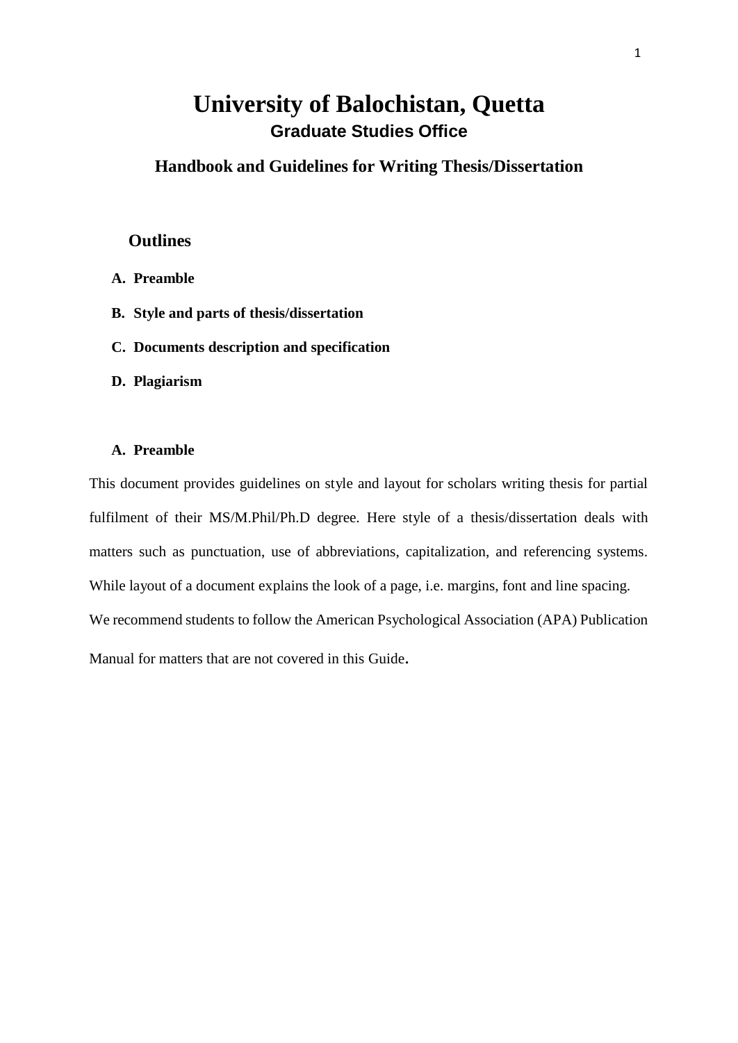# University of Balochistan, Quetta

## Graduate Studies Office

## Handbook and Guidelines for Writing Thesis/Dissertation

### Outlines

A. **Preamble**

B. **Style and parts of thesis/dissertation**

C. **Documents description and specification**

D. **Plagiarism**

### A. Preamble

This document provides guidelines on style and layout for scholars writing thesis for partial fulfilment of their MS/M.Phil/Ph.D degree. Here style of a thesis/dissertation deals with matters such as punctuation, use of abbreviations, capitalization, and referencing systems. While layout of a document explains the look of a page, i.e. margins, font and line spacing.

We recommend students to follow the American Psychological Association (APA) Publication Manual for matters that are not covered in this Guide.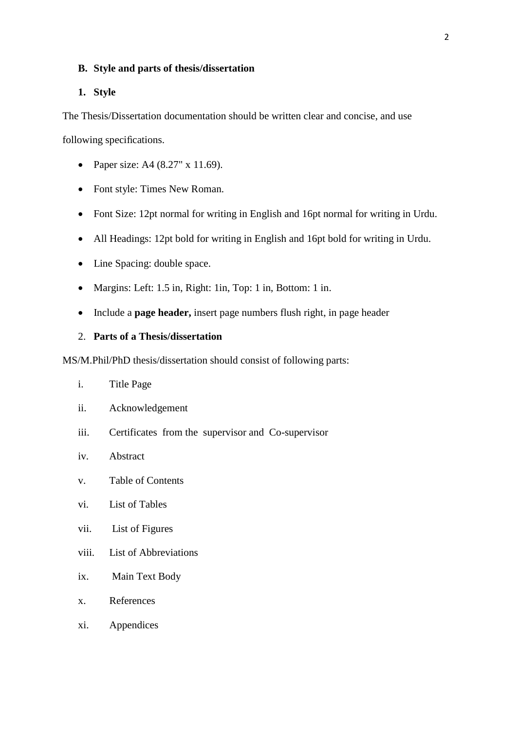## B. Style and parts of thesis/dissertation

### 1. Style

The Thesis/Dissertation documentation should be written clear and concise, and use following specifications.

- Paper size: A4 (8.27" x 11.69).
- Font style: Times New Roman.
- Font Size: 12pt normal for writing in English and 16pt normal for writing in Urdu.
- All Headings: 12pt bold for writing in English and 16pt bold for writing in Urdu.
- Line Spacing: double space.
- Margins: Left: 1.5 in, Right: 1in, Top: 1 in, Bottom: 1 in.
- Include a **page header,** insert page numbers flush right, in page header

### 2. Parts of a Thesis/dissertation

MS/M.Phil/PhD thesis/dissertation should consist of following parts:

i. Title Page
ii. Acknowledgement
iii. Certificates from the supervisor and Co-supervisor
iv. Abstract
v. Table of Contents
vi. List of Tables
vii. List of Figures
viii. List of Abbreviations
ix. Main Text Body
x. References
xi. Appendices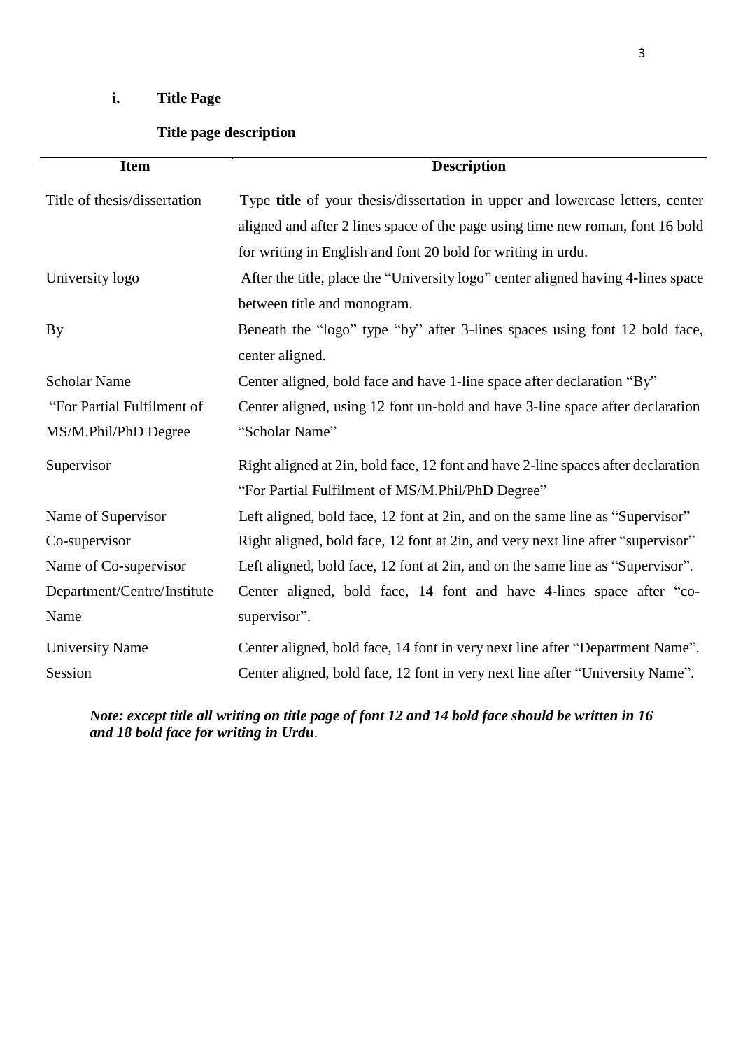**i. Title Page**

**Title page description**

| Item | Description |
|---|---|
| Title of thesis/dissertation | Type **title** of your thesis/dissertation in upper and lowercase letters, center aligned and after 2 lines space of the page using time new roman, font 16 bold for writing in English and font 20 bold for writing in urdu. |
| University logo | After the title, place the "University logo" center aligned having 4-lines space between title and monogram. |
| By | Beneath the "logo" type "by" after 3-lines spaces using font 12 bold face, center aligned. |
| Scholar Name | Center aligned, bold face and have 1-line space after declaration "By" |
| "For Partial Fulfilment of MS/M.Phil/PhD Degree | Center aligned, using 12 font un-bold and have 3-line space after declaration "Scholar Name" |
| Supervisor | Right aligned at 2in, bold face, 12 font and have 2-line spaces after declaration "For Partial Fulfilment of MS/M.Phil/PhD Degree" |
| Name of Supervisor | Left aligned, bold face, 12 font at 2in, and on the same line as "Supervisor" |
| Co-supervisor | Right aligned, bold face, 12 font at 2in, and very next line after "supervisor" |
| Name of Co-supervisor | Left aligned, bold face, 12 font at 2in, and on the same line as "Supervisor". |
| Department/Centre/Institute Name | Center aligned, bold face, 14 font and have 4-lines space after "co-supervisor". |
| University Name | Center aligned, bold face, 14 font in very next line after "Department Name". |
| Session | Center aligned, bold face, 12 font in very next line after "University Name". |

***Note: except title all writing on title page of font 12 and 14 bold face should be written in 16 and 18 bold face for writing in Urdu***.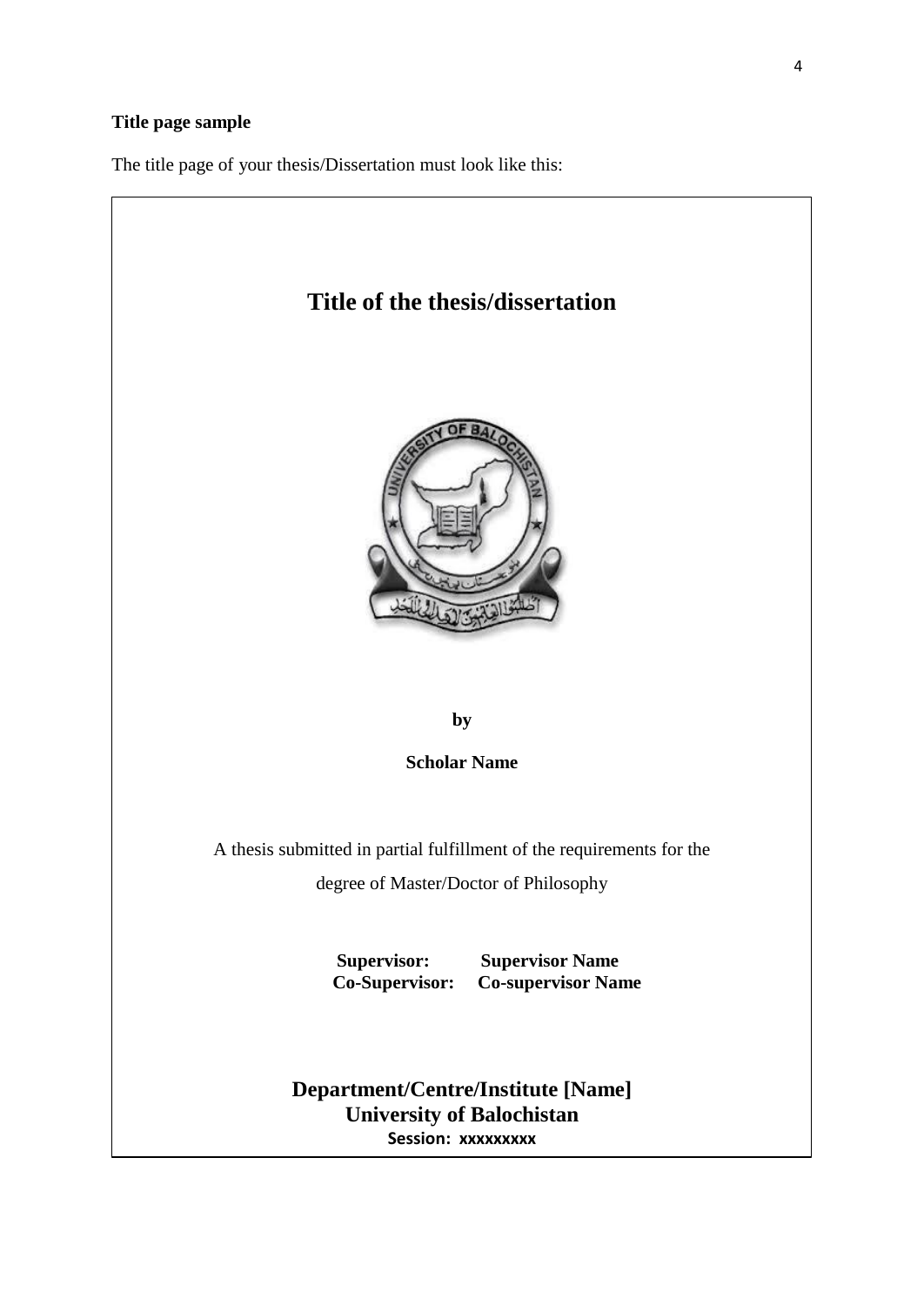**Title page sample**

The title page of your thesis/Dissertation must look like this:

# Title of the thesis/dissertation

**by**

**Scholar Name**

A thesis submitted in partial fulfillment of the requirements for the degree of Master/Doctor of Philosophy

**Supervisor:** **Supervisor Name**
**Co-Supervisor:** **Co-supervisor Name**

**Department/Centre/Institute [Name]**
**University of Balochistan**
**Session: xxxxxxxxx**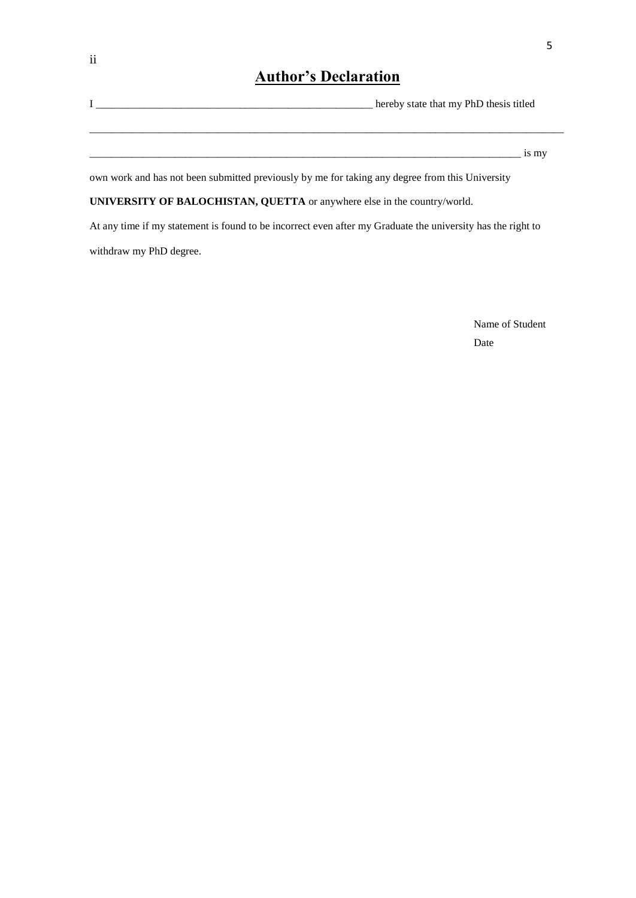## Author's Declaration

I ____________________________________________________ hereby state that my PhD thesis titled

_______________________________________________________________________________________________

_________________________________________________________________________________ is my

own work and has not been submitted previously by me for taking any degree from this University

**UNIVERSITY OF BALOCHISTAN, QUETTA** or anywhere else in the country/world.

At any time if my statement is found to be incorrect even after my Graduate the university has the right to withdraw my PhD degree.

Name of Student

Date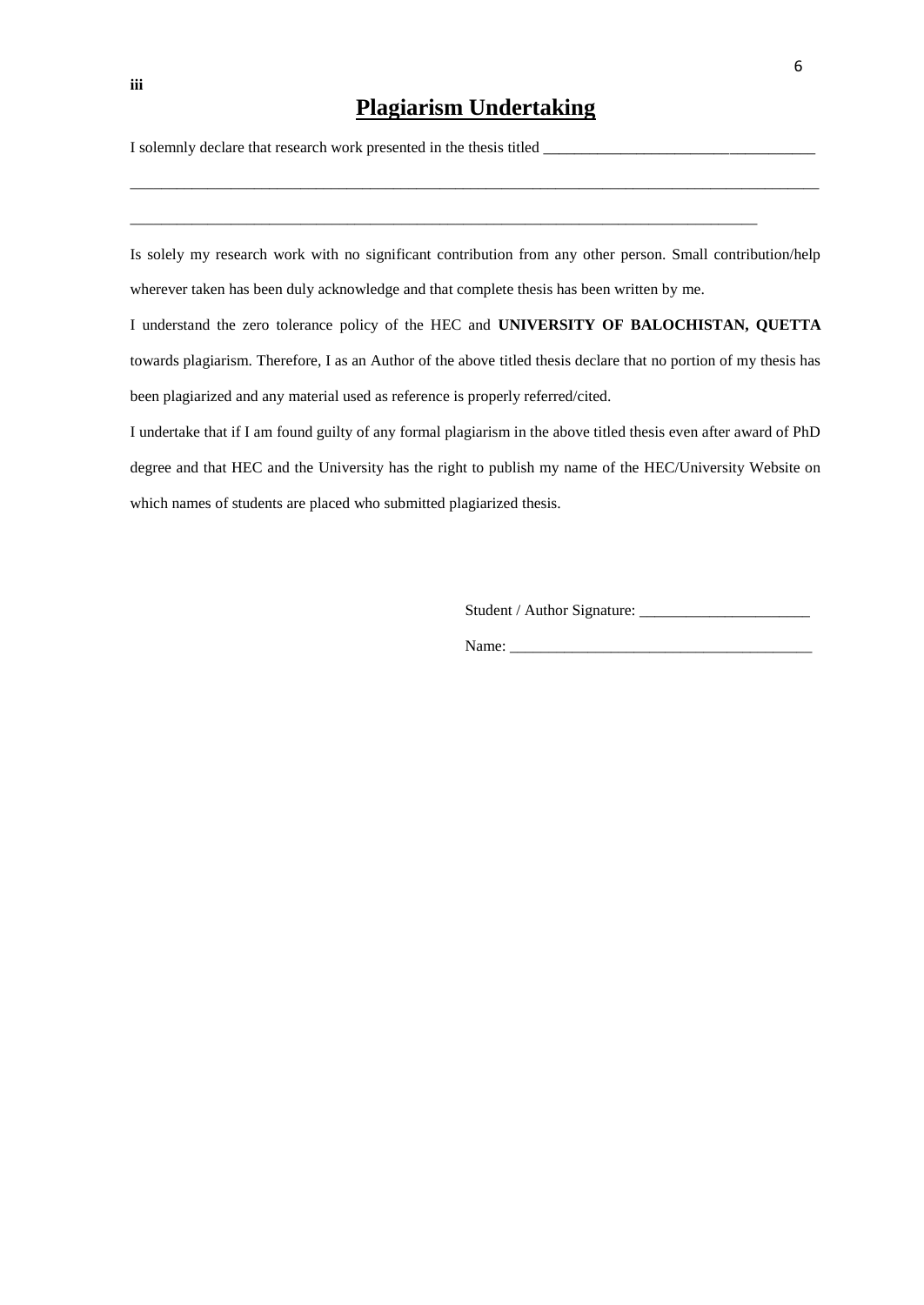# Plagiarism Undertaking

I solemnly declare that research work presented in the thesis titled ___________________________________

_____________________________________________________________________________________

_______________________________________________________________________________

Is solely my research work with no significant contribution from any other person. Small contribution/help wherever taken has been duly acknowledge and that complete thesis has been written by me.

I understand the zero tolerance policy of the HEC and **UNIVERSITY OF BALOCHISTAN, QUETTA** towards plagiarism. Therefore, I as an Author of the above titled thesis declare that no portion of my thesis has been plagiarized and any material used as reference is properly referred/cited.

I undertake that if I am found guilty of any formal plagiarism in the above titled thesis even after award of PhD degree and that HEC and the University has the right to publish my name of the HEC/University Website on which names of students are placed who submitted plagiarized thesis.

Student / Author Signature: ______________________

Name: _______________________________________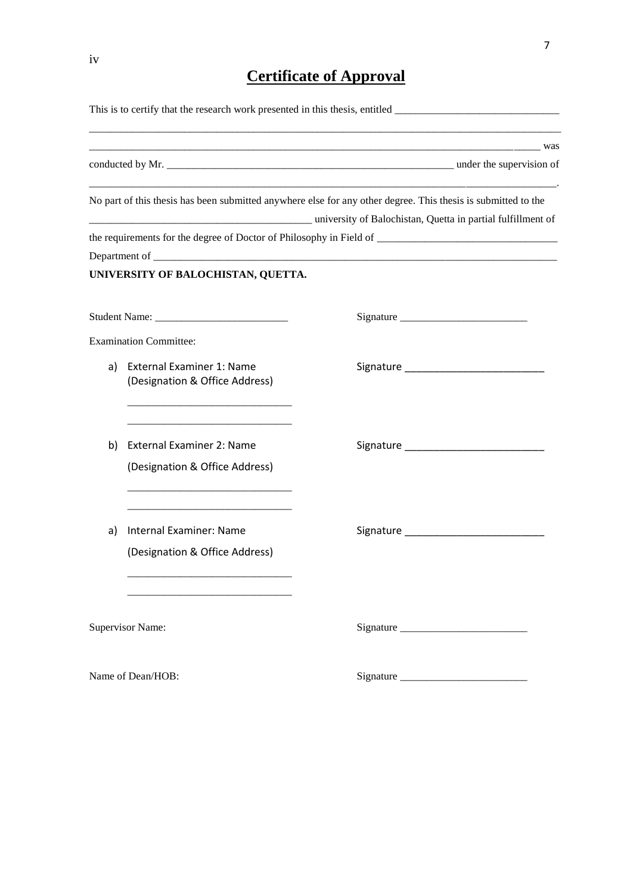# Certificate of Approval

This is to certify that the research work presented in this thesis, entitled ______________________________
_______________________________________________________________________________________________
_____________________________________________________________________________________ was conducted by Mr. _________________________________________________________ under the supervision of _______________________________________________________________________________________________.

No part of this thesis has been submitted anywhere else for any other degree. This thesis is submitted to the __________________________________________ university of Balochistan, Quetta in partial fulfillment of the requirements for the degree of Doctor of Philosophy in Field of _________________________________

Department of _______________________________________________________________________________

**UNIVERSITY OF BALOCHISTAN, QUETTA.**

Student Name: _________________________ Signature ________________________

Examination Committee:

a) External Examiner 1: Name (Designation & Office Address) Signature ________________________
   ______________________________
   ______________________________

b) External Examiner 2: Name (Designation & Office Address) Signature ________________________
   ______________________________
   ______________________________

a) Internal Examiner: Name (Designation & Office Address) Signature ________________________
   ______________________________
   ______________________________

Supervisor Name: Signature ________________________

Name of Dean/HOB: Signature ________________________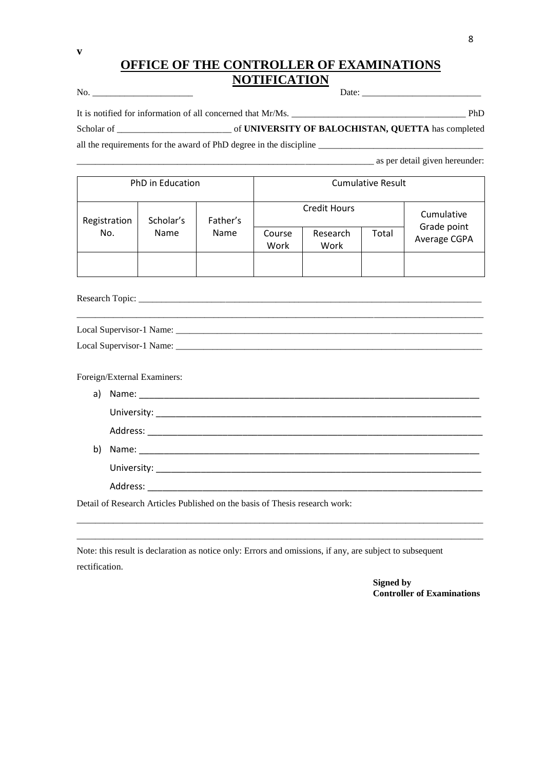v

# OFFICE OF THE CONTROLLER OF EXAMINATIONS
## NOTIFICATION

No. ______________________ Date: __________________________

It is notified for information of all concerned that Mr/Ms. ______________________________________ PhD Scholar of _________________________ of **UNIVERSITY OF BALOCHISTAN, QUETTA** has completed all the requirements for the award of PhD degree in the discipline ____________________________________ ___________________________________________________________________ as per detail given hereunder:

| PhD in Education | | | Cumulative Result | | | |
|---|---|---|---|---|---|---|
| Registration No. | Scholar's Name | Father's Name | Credit Hours | | | Cumulative Grade point Average CGPA |
| | | | Course Work | Research Work | Total | |
| | | | | | | |

Research Topic: ________________________________________________________________________________
_____________________________________________________________________________________________

Local Supervisor-1 Name: ______________________________________________________________________

Local Supervisor-1 Name: ______________________________________________________________________

Foreign/External Examiners:

a) Name: ______________________________________________________________________
   University: ___________________________________________________________________
   Address: _____________________________________________________________________
b) Name: ______________________________________________________________________
   University: ___________________________________________________________________
   Address: _____________________________________________________________________

Detail of Research Articles Published on the basis of Thesis research work:

_____________________________________________________________________________________________
_____________________________________________________________________________________________

Note: this result is declaration as notice only: Errors and omissions, if any, are subject to subsequent rectification.

**Signed by**
**Controller of Examinations**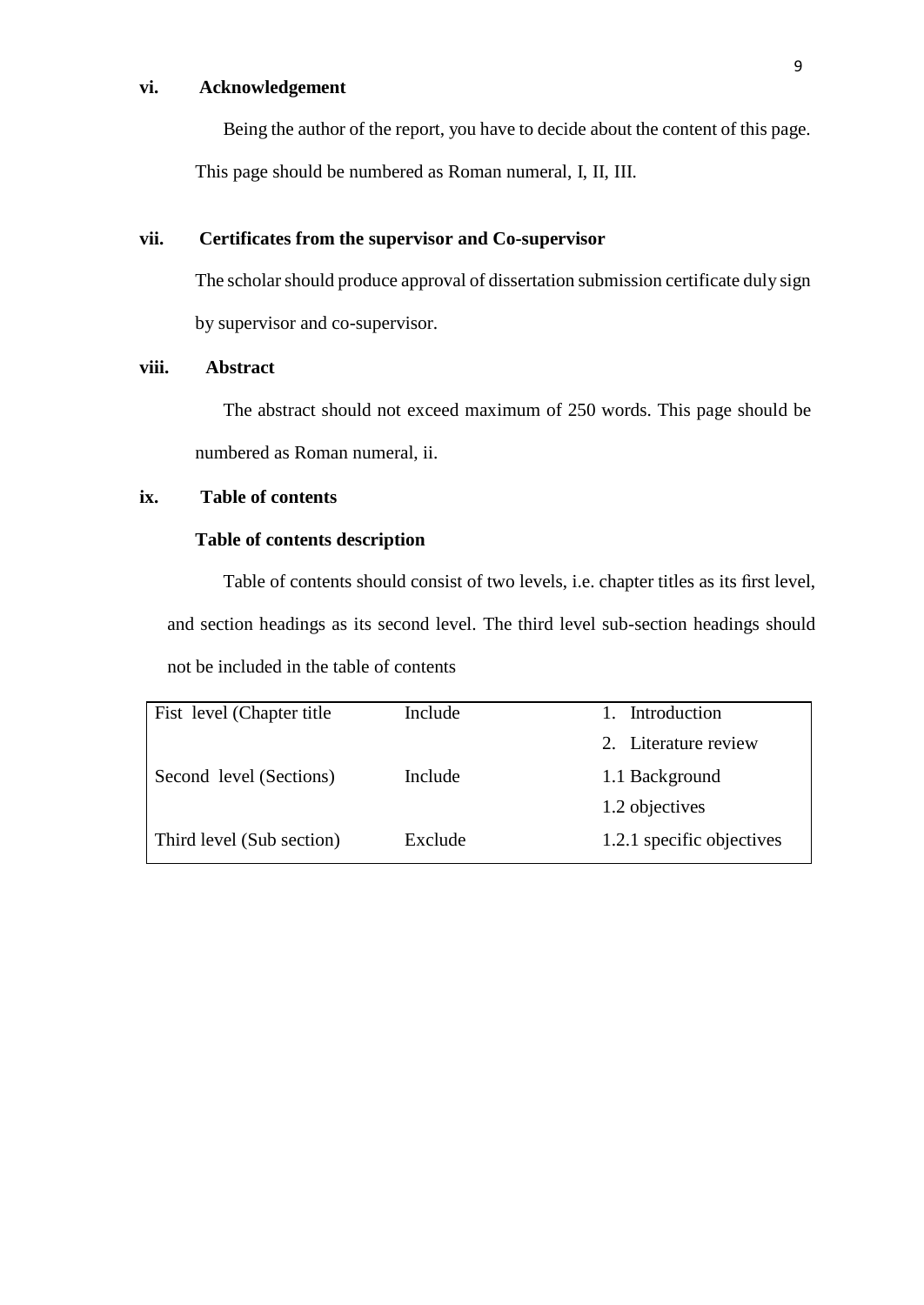**vi. Acknowledgement**

Being the author of the report, you have to decide about the content of this page. This page should be numbered as Roman numeral, I, II, III.

**vii. Certificates from the supervisor and Co-supervisor**

The scholar should produce approval of dissertation submission certificate duly sign by supervisor and co-supervisor.

**viii. Abstract**

The abstract should not exceed maximum of 250 words. This page should be numbered as Roman numeral, ii.

**ix. Table of contents**

**Table of contents description**

Table of contents should consist of two levels, i.e. chapter titles as its first level, and section headings as its second level. The third level sub-section headings should not be included in the table of contents

| | | |
|---|---|---|
| Fist level (Chapter title | Include | 1. Introduction<br>2. Literature review |
| Second level (Sections) | Include | 1.1 Background<br>1.2 objectives |
| Third level (Sub section) | Exclude | 1.2.1 specific objectives |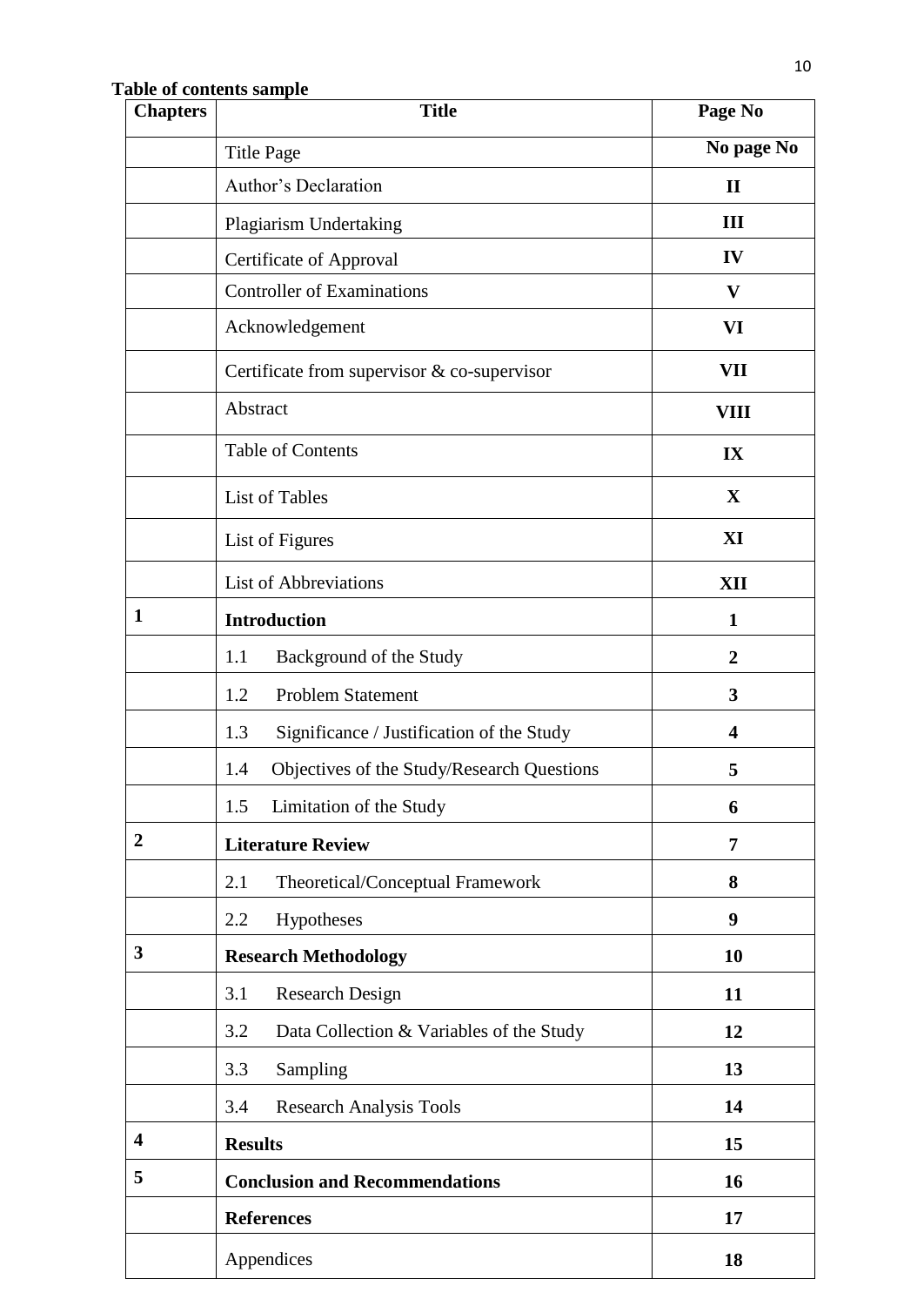**Table of contents sample**

| Chapters | Title | Page No |
|---|---|---|
| | Title Page | **No page No** |
| | Author's Declaration | **II** |
| | Plagiarism Undertaking | **III** |
| | Certificate of Approval | **IV** |
| | Controller of Examinations | **V** |
| | Acknowledgement | **VI** |
| | Certificate from supervisor & co-supervisor | **VII** |
| | Abstract | **VIII** |
| | Table of Contents | **IX** |
| | List of Tables | **X** |
| | List of Figures | **XI** |
| | List of Abbreviations | **XII** |
| **1** | **Introduction** | **1** |
| | 1.1 Background of the Study | **2** |
| | 1.2 Problem Statement | **3** |
| | 1.3 Significance / Justification of the Study | **4** |
| | 1.4 Objectives of the Study/Research Questions | **5** |
| | 1.5 Limitation of the Study | **6** |
| **2** | **Literature Review** | **7** |
| | 2.1 Theoretical/Conceptual Framework | **8** |
| | 2.2 Hypotheses | **9** |
| **3** | **Research Methodology** | **10** |
| | 3.1 Research Design | **11** |
| | 3.2 Data Collection & Variables of the Study | **12** |
| | 3.3 Sampling | **13** |
| | 3.4 Research Analysis Tools | **14** |
| **4** | **Results** | **15** |
| **5** | **Conclusion and Recommendations** | **16** |
| | **References** | **17** |
| | Appendices | **18** |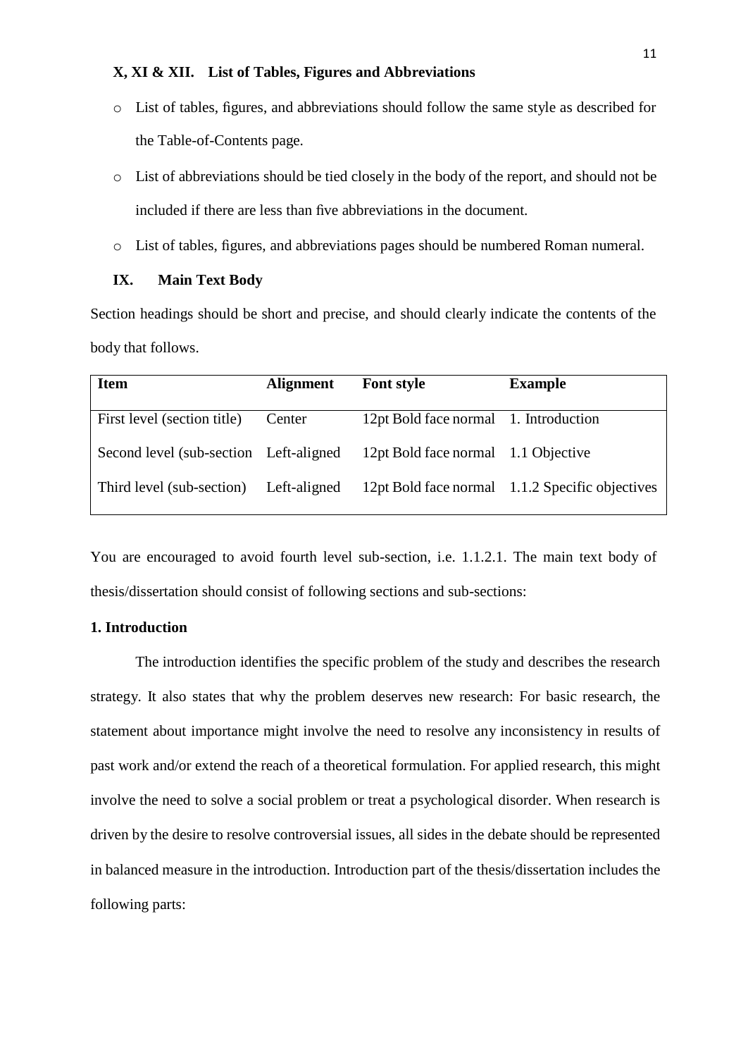**X, XI & XII. List of Tables, Figures and Abbreviations**

- List of tables, figures, and abbreviations should follow the same style as described for the Table-of-Contents page.
- List of abbreviations should be tied closely in the body of the report, and should not be included if there are less than five abbreviations in the document.
- List of tables, figures, and abbreviations pages should be numbered Roman numeral.

**IX. Main Text Body**

Section headings should be short and precise, and should clearly indicate the contents of the body that follows.

| Item | Alignment | Font style | Example |
|---|---|---|---|
| First level (section title) | Center | 12pt Bold face normal | 1. Introduction |
| Second level (sub-section | Left-aligned | 12pt Bold face normal | 1.1 Objective |
| Third level (sub-section) | Left-aligned | 12pt Bold face normal | 1.1.2 Specific objectives |

You are encouraged to avoid fourth level sub-section, i.e. 1.1.2.1. The main text body of thesis/dissertation should consist of following sections and sub-sections:

**1. Introduction**

The introduction identifies the specific problem of the study and describes the research strategy. It also states that why the problem deserves new research: For basic research, the statement about importance might involve the need to resolve any inconsistency in results of past work and/or extend the reach of a theoretical formulation. For applied research, this might involve the need to solve a social problem or treat a psychological disorder. When research is driven by the desire to resolve controversial issues, all sides in the debate should be represented in balanced measure in the introduction. Introduction part of the thesis/dissertation includes the following parts: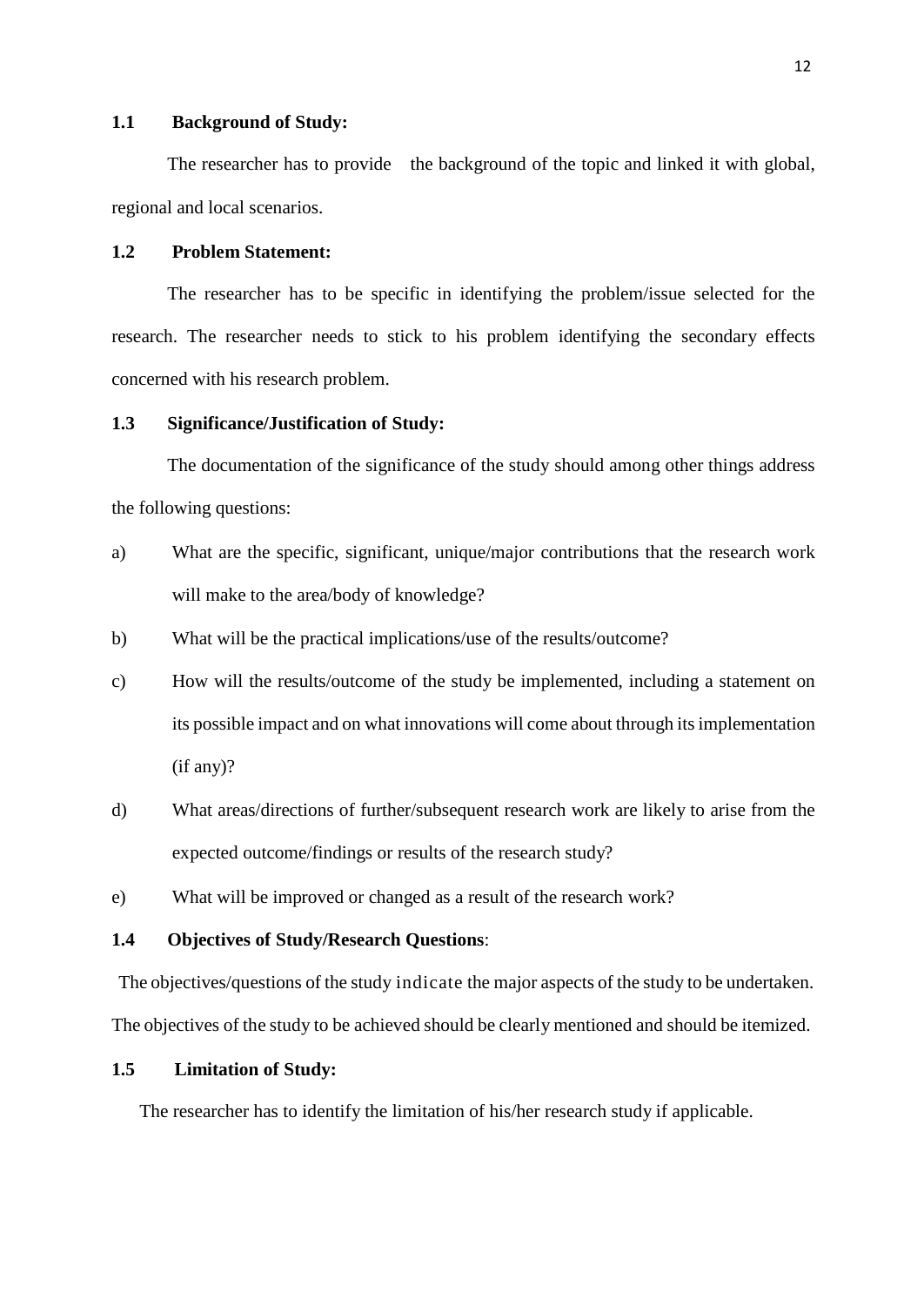### 1.1 Background of Study:

The researcher has to provide the background of the topic and linked it with global, regional and local scenarios.

### 1.2 Problem Statement:

The researcher has to be specific in identifying the problem/issue selected for the research. The researcher needs to stick to his problem identifying the secondary effects concerned with his research problem.

### 1.3 Significance/Justification of Study:

The documentation of the significance of the study should among other things address the following questions:

a) What are the specific, significant, unique/major contributions that the research work will make to the area/body of knowledge?

b) What will be the practical implications/use of the results/outcome?

c) How will the results/outcome of the study be implemented, including a statement on its possible impact and on what innovations will come about through its implementation (if any)?

d) What areas/directions of further/subsequent research work are likely to arise from the expected outcome/findings or results of the research study?

e) What will be improved or changed as a result of the research work?

### 1.4 Objectives of Study/Research Questions:

The objectives/questions of the study indicate the major aspects of the study to be undertaken. The objectives of the study to be achieved should be clearly mentioned and should be itemized.

### 1.5 Limitation of Study:

The researcher has to identify the limitation of his/her research study if applicable.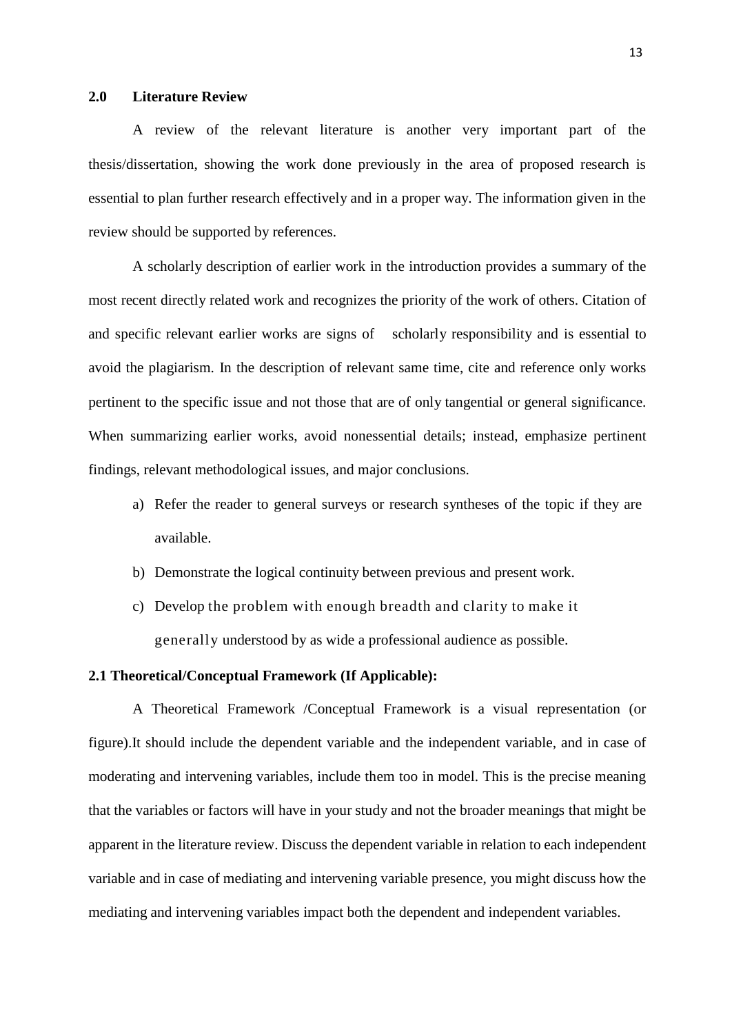## 2.0 Literature Review

A review of the relevant literature is another very important part of the thesis/dissertation, showing the work done previously in the area of proposed research is essential to plan further research effectively and in a proper way. The information given in the review should be supported by references.

A scholarly description of earlier work in the introduction provides a summary of the most recent directly related work and recognizes the priority of the work of others. Citation of and specific relevant earlier works are signs of scholarly responsibility and is essential to avoid the plagiarism. In the description of relevant same time, cite and reference only works pertinent to the specific issue and not those that are of only tangential or general significance. When summarizing earlier works, avoid nonessential details; instead, emphasize pertinent findings, relevant methodological issues, and major conclusions.

a) Refer the reader to general surveys or research syntheses of the topic if they are available.

b) Demonstrate the logical continuity between previous and present work.

c) Develop the problem with enough breadth and clarity to make it generally understood by as wide a professional audience as possible.

### 2.1 Theoretical/Conceptual Framework (If Applicable):

A Theoretical Framework /Conceptual Framework is a visual representation (or figure).It should include the dependent variable and the independent variable, and in case of moderating and intervening variables, include them too in model. This is the precise meaning that the variables or factors will have in your study and not the broader meanings that might be apparent in the literature review. Discuss the dependent variable in relation to each independent variable and in case of mediating and intervening variable presence, you might discuss how the mediating and intervening variables impact both the dependent and independent variables.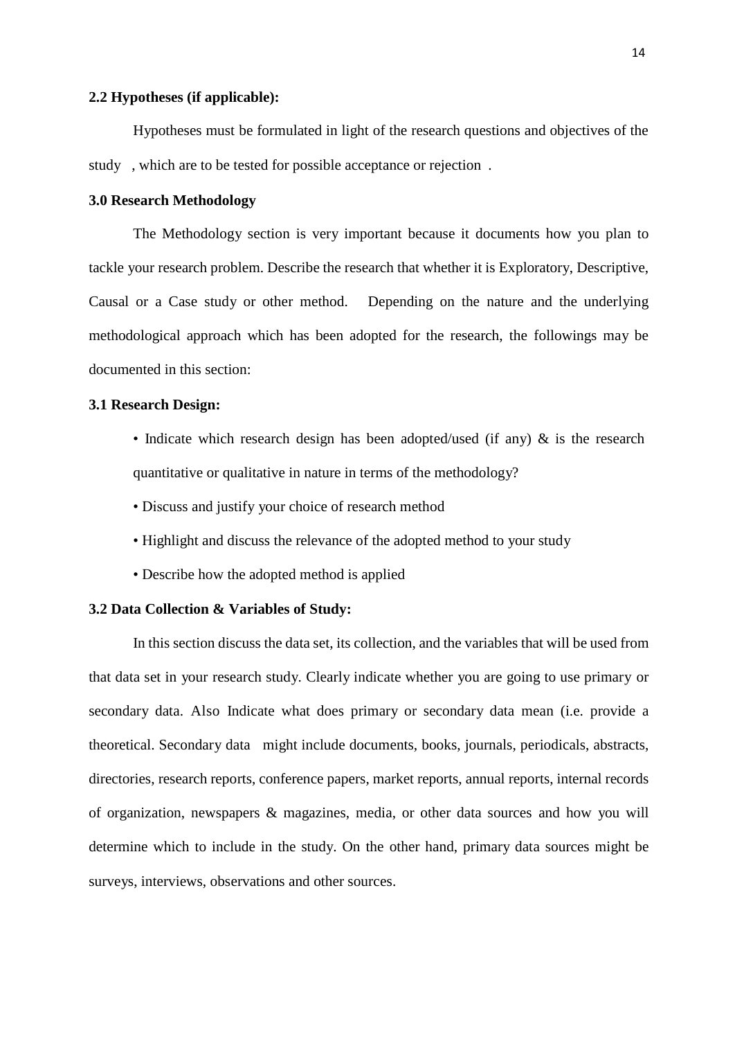**2.2 Hypotheses (if applicable):**

Hypotheses must be formulated in light of the research questions and objectives of the study , which are to be tested for possible acceptance or rejection .

**3.0 Research Methodology**

The Methodology section is very important because it documents how you plan to tackle your research problem. Describe the research that whether it is Exploratory, Descriptive, Causal or a Case study or other method. Depending on the nature and the underlying methodological approach which has been adopted for the research, the followings may be documented in this section:

**3.1 Research Design:**

- Indicate which research design has been adopted/used (if any) & is the research quantitative or qualitative in nature in terms of the methodology?
- Discuss and justify your choice of research method
- Highlight and discuss the relevance of the adopted method to your study
- Describe how the adopted method is applied

**3.2 Data Collection & Variables of Study:**

In this section discuss the data set, its collection, and the variables that will be used from that data set in your research study. Clearly indicate whether you are going to use primary or secondary data. Also Indicate what does primary or secondary data mean (i.e. provide a theoretical. Secondary data might include documents, books, journals, periodicals, abstracts, directories, research reports, conference papers, market reports, annual reports, internal records of organization, newspapers & magazines, media, or other data sources and how you will determine which to include in the study. On the other hand, primary data sources might be surveys, interviews, observations and other sources.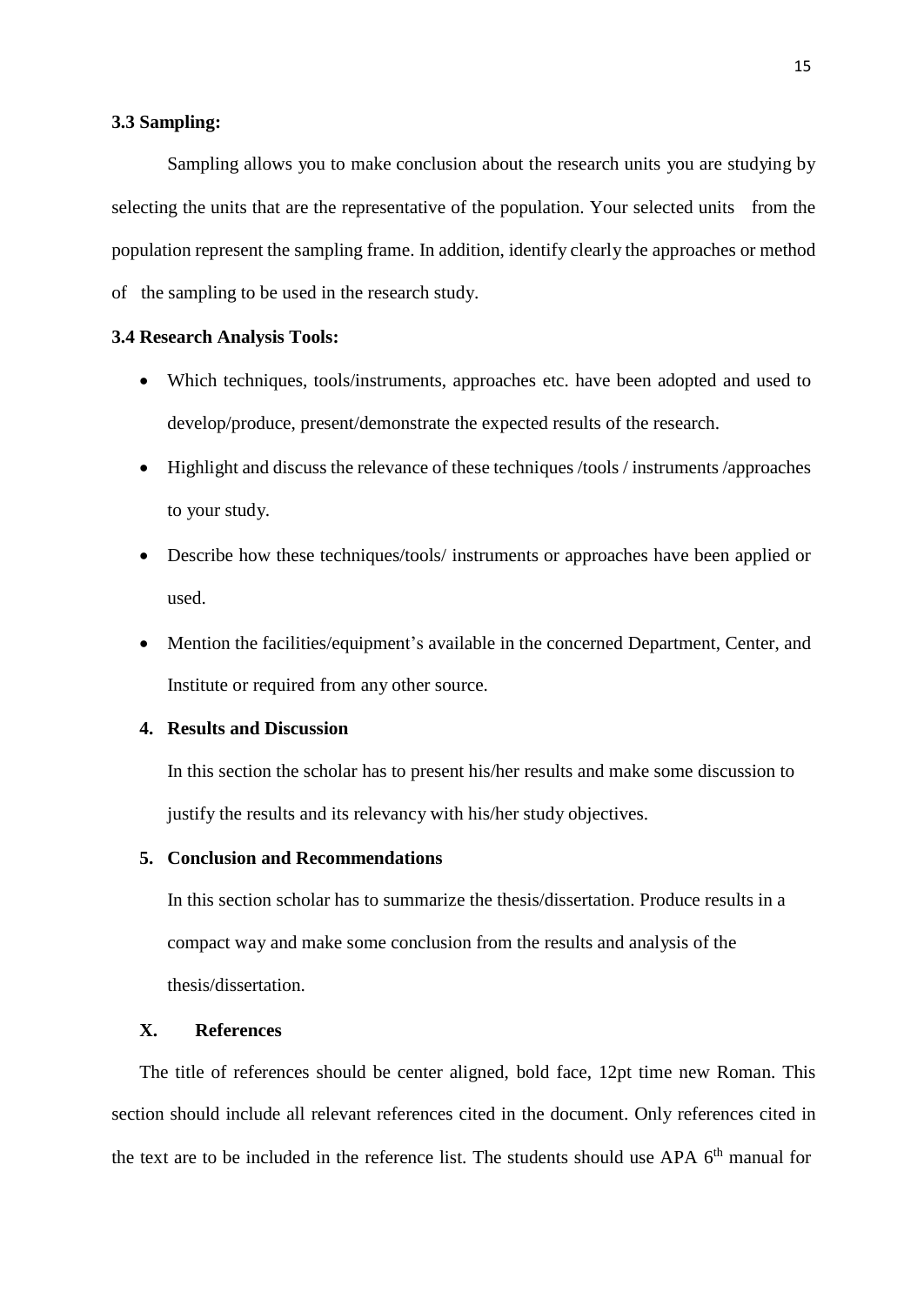### 3.3 Sampling:

Sampling allows you to make conclusion about the research units you are studying by selecting the units that are the representative of the population. Your selected units from the population represent the sampling frame. In addition, identify clearly the approaches or method of the sampling to be used in the research study.

### 3.4 Research Analysis Tools:

- Which techniques, tools/instruments, approaches etc. have been adopted and used to develop/produce, present/demonstrate the expected results of the research.
- Highlight and discuss the relevance of these techniques /tools / instruments /approaches to your study.
- Describe how these techniques/tools/ instruments or approaches have been applied or used.
- Mention the facilities/equipment's available in the concerned Department, Center, and Institute or required from any other source.

## 4. Results and Discussion

In this section the scholar has to present his/her results and make some discussion to justify the results and its relevancy with his/her study objectives.

## 5. Conclusion and Recommendations

In this section scholar has to summarize the thesis/dissertation. Produce results in a compact way and make some conclusion from the results and analysis of the thesis/dissertation.

## X. References

The title of references should be center aligned, bold face, 12pt time new Roman. This section should include all relevant references cited in the document. Only references cited in the text are to be included in the reference list. The students should use APA 6th manual for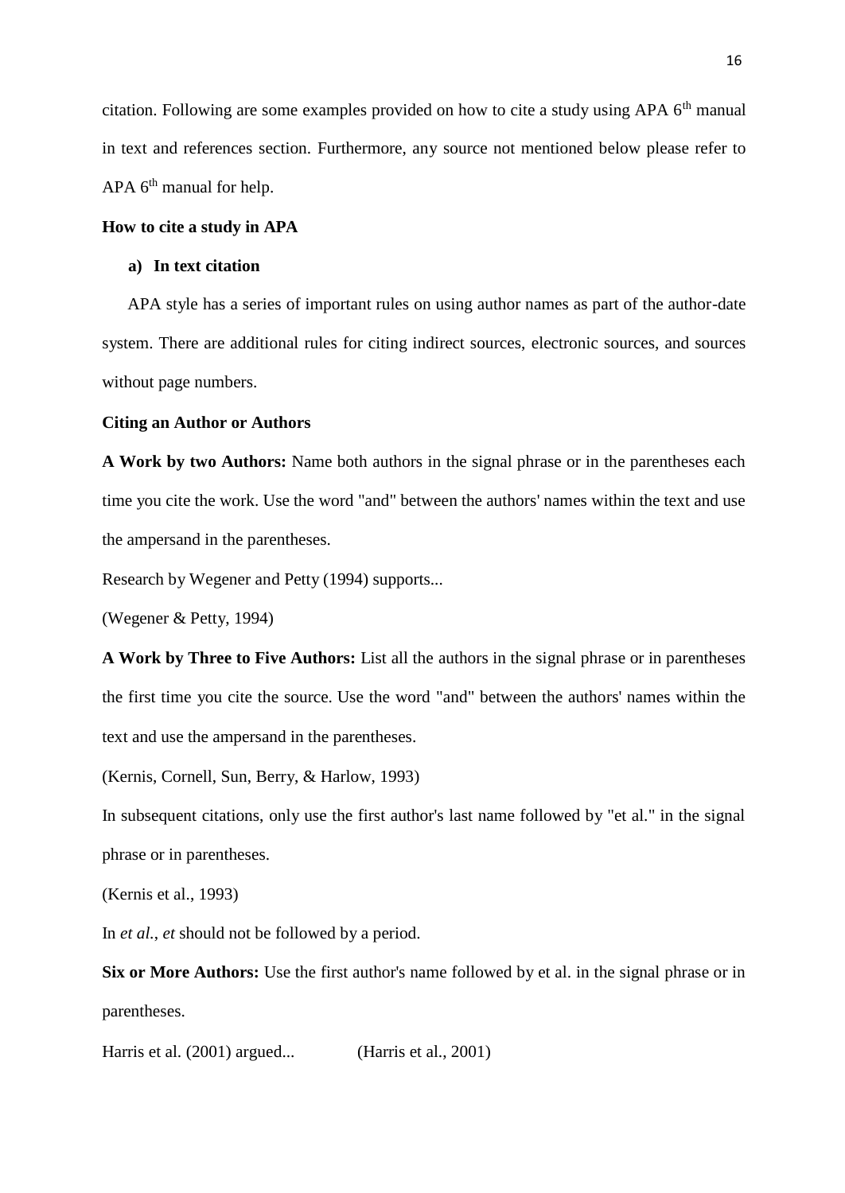citation. Following are some examples provided on how to cite a study using APA 6th manual in text and references section. Furthermore, any source not mentioned below please refer to APA 6th manual for help.

**How to cite a study in APA**

**a) In text citation**

APA style has a series of important rules on using author names as part of the author-date system. There are additional rules for citing indirect sources, electronic sources, and sources without page numbers.

**Citing an Author or Authors**

**A Work by two Authors:** Name both authors in the signal phrase or in the parentheses each time you cite the work. Use the word "and" between the authors' names within the text and use the ampersand in the parentheses.

Research by Wegener and Petty (1994) supports...

(Wegener & Petty, 1994)

**A Work by Three to Five Authors:** List all the authors in the signal phrase or in parentheses the first time you cite the source. Use the word "and" between the authors' names within the text and use the ampersand in the parentheses.

(Kernis, Cornell, Sun, Berry, & Harlow, 1993)

In subsequent citations, only use the first author's last name followed by "et al." in the signal phrase or in parentheses.

(Kernis et al., 1993)

In *et al.*, *et* should not be followed by a period.

**Six or More Authors:** Use the first author's name followed by et al. in the signal phrase or in parentheses.

Harris et al. (2001) argued... (Harris et al., 2001)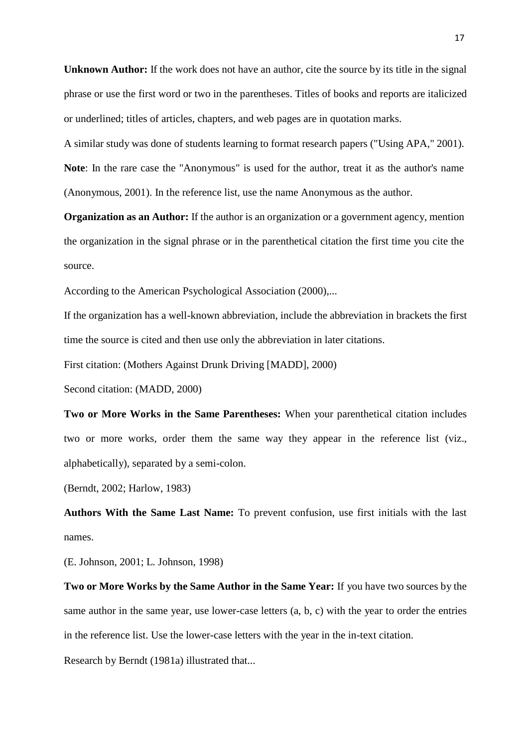**Unknown Author:** If the work does not have an author, cite the source by its title in the signal phrase or use the first word or two in the parentheses. Titles of books and reports are italicized or underlined; titles of articles, chapters, and web pages are in quotation marks.

A similar study was done of students learning to format research papers ("Using APA," 2001).

**Note**: In the rare case the "Anonymous" is used for the author, treat it as the author's name (Anonymous, 2001). In the reference list, use the name Anonymous as the author.

**Organization as an Author:** If the author is an organization or a government agency, mention the organization in the signal phrase or in the parenthetical citation the first time you cite the source.

According to the American Psychological Association (2000),...

If the organization has a well-known abbreviation, include the abbreviation in brackets the first time the source is cited and then use only the abbreviation in later citations.

First citation: (Mothers Against Drunk Driving [MADD], 2000)

Second citation: (MADD, 2000)

**Two or More Works in the Same Parentheses:** When your parenthetical citation includes two or more works, order them the same way they appear in the reference list (viz., alphabetically), separated by a semi-colon.

(Berndt, 2002; Harlow, 1983)

**Authors With the Same Last Name:** To prevent confusion, use first initials with the last names.

(E. Johnson, 2001; L. Johnson, 1998)

**Two or More Works by the Same Author in the Same Year:** If you have two sources by the same author in the same year, use lower-case letters (a, b, c) with the year to order the entries in the reference list. Use the lower-case letters with the year in the in-text citation.

Research by Berndt (1981a) illustrated that...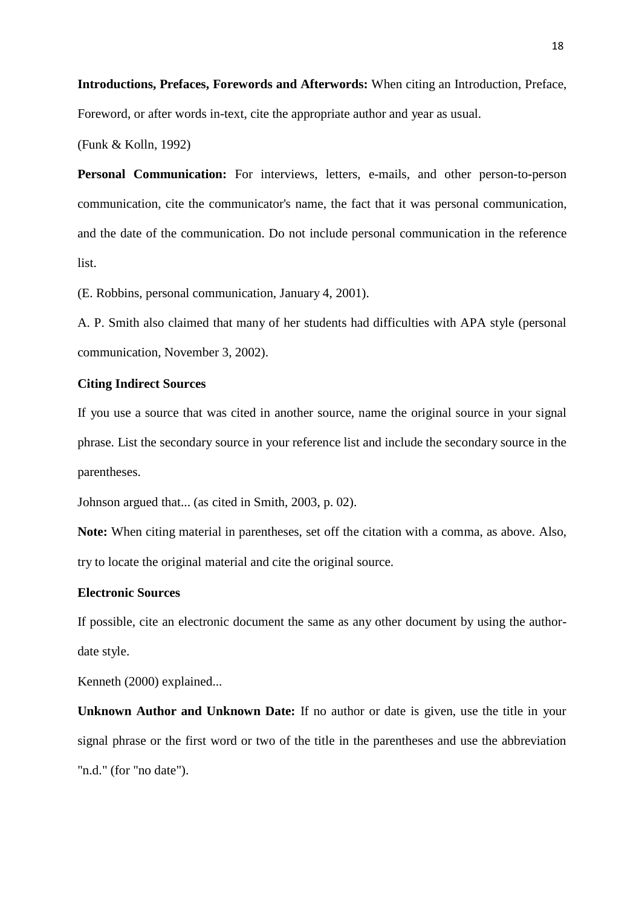**Introductions, Prefaces, Forewords and Afterwords:** When citing an Introduction, Preface, Foreword, or after words in-text, cite the appropriate author and year as usual.

(Funk & Kolln, 1992)

**Personal Communication:** For interviews, letters, e-mails, and other person-to-person communication, cite the communicator's name, the fact that it was personal communication, and the date of the communication. Do not include personal communication in the reference list.

(E. Robbins, personal communication, January 4, 2001).

A. P. Smith also claimed that many of her students had difficulties with APA style (personal communication, November 3, 2002).

**Citing Indirect Sources**

If you use a source that was cited in another source, name the original source in your signal phrase. List the secondary source in your reference list and include the secondary source in the parentheses.

Johnson argued that... (as cited in Smith, 2003, p. 02).

**Note:** When citing material in parentheses, set off the citation with a comma, as above. Also, try to locate the original material and cite the original source.

**Electronic Sources**

If possible, cite an electronic document the same as any other document by using the author-date style.

Kenneth (2000) explained...

**Unknown Author and Unknown Date:** If no author or date is given, use the title in your signal phrase or the first word or two of the title in the parentheses and use the abbreviation "n.d." (for "no date").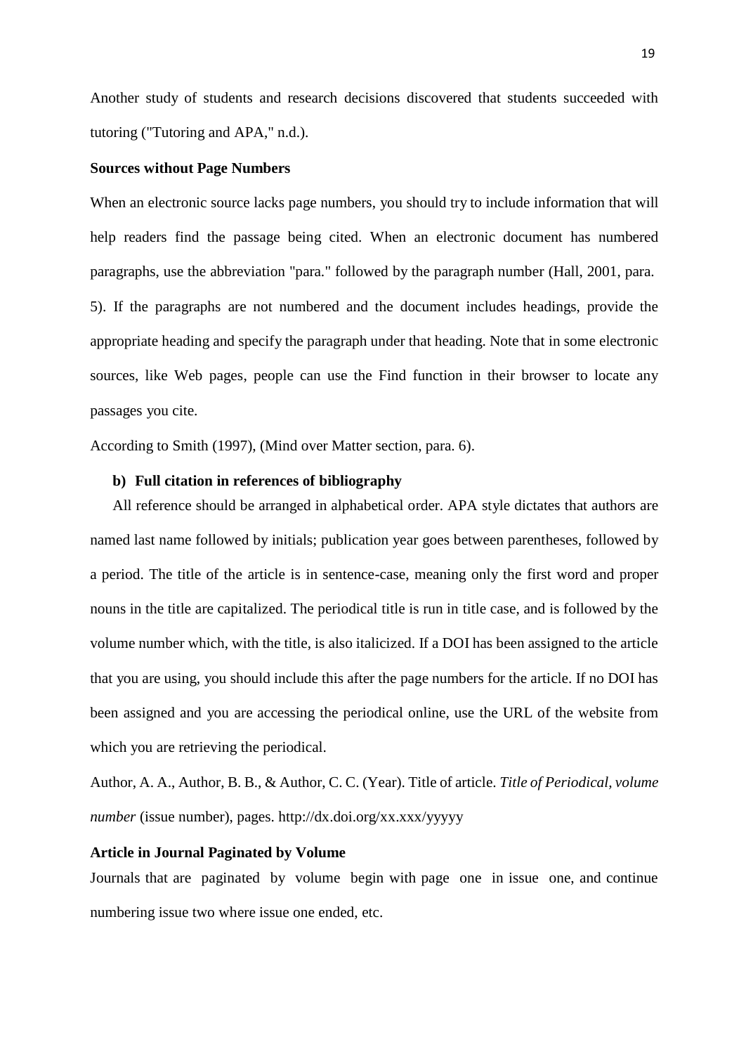Another study of students and research decisions discovered that students succeeded with tutoring ("Tutoring and APA," n.d.).

**Sources without Page Numbers**

When an electronic source lacks page numbers, you should try to include information that will help readers find the passage being cited. When an electronic document has numbered paragraphs, use the abbreviation "para." followed by the paragraph number (Hall, 2001, para. 5). If the paragraphs are not numbered and the document includes headings, provide the appropriate heading and specify the paragraph under that heading. Note that in some electronic sources, like Web pages, people can use the Find function in their browser to locate any passages you cite.

According to Smith (1997), (Mind over Matter section, para. 6).

**b) Full citation in references of bibliography**

All reference should be arranged in alphabetical order. APA style dictates that authors are named last name followed by initials; publication year goes between parentheses, followed by a period. The title of the article is in sentence-case, meaning only the first word and proper nouns in the title are capitalized. The periodical title is run in title case, and is followed by the volume number which, with the title, is also italicized. If a DOI has been assigned to the article that you are using, you should include this after the page numbers for the article. If no DOI has been assigned and you are accessing the periodical online, use the URL of the website from which you are retrieving the periodical.

Author, A. A., Author, B. B., & Author, C. C. (Year). Title of article. *Title of Periodical, volume number* (issue number), pages. http://dx.doi.org/xx.xxx/yyyyy

**Article in Journal Paginated by Volume**

Journals that are paginated by volume begin with page one in issue one, and continue numbering issue two where issue one ended, etc.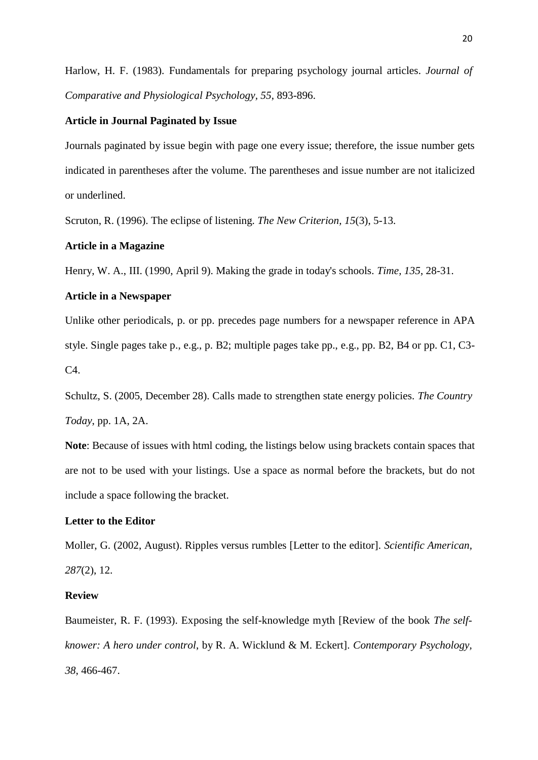Harlow, H. F. (1983). Fundamentals for preparing psychology journal articles. *Journal of Comparative and Physiological Psychology, 55*, 893-896.

**Article in Journal Paginated by Issue**

Journals paginated by issue begin with page one every issue; therefore, the issue number gets indicated in parentheses after the volume. The parentheses and issue number are not italicized or underlined.

Scruton, R. (1996). The eclipse of listening. *The New Criterion, 15*(3), 5-13.

**Article in a Magazine**

Henry, W. A., III. (1990, April 9). Making the grade in today's schools. *Time, 135*, 28-31.

**Article in a Newspaper**

Unlike other periodicals, p. or pp. precedes page numbers for a newspaper reference in APA style. Single pages take p., e.g., p. B2; multiple pages take pp., e.g., pp. B2, B4 or pp. C1, C3-C4.

Schultz, S. (2005, December 28). Calls made to strengthen state energy policies. *The Country Today*, pp. 1A, 2A.

**Note**: Because of issues with html coding, the listings below using brackets contain spaces that are not to be used with your listings. Use a space as normal before the brackets, but do not include a space following the bracket.

**Letter to the Editor**

Moller, G. (2002, August). Ripples versus rumbles [Letter to the editor]. *Scientific American, 287*(2), 12.

**Review**

Baumeister, R. F. (1993). Exposing the self-knowledge myth [Review of the book *The self-knower: A hero under control*, by R. A. Wicklund & M. Eckert]. *Contemporary Psychology, 38*, 466-467.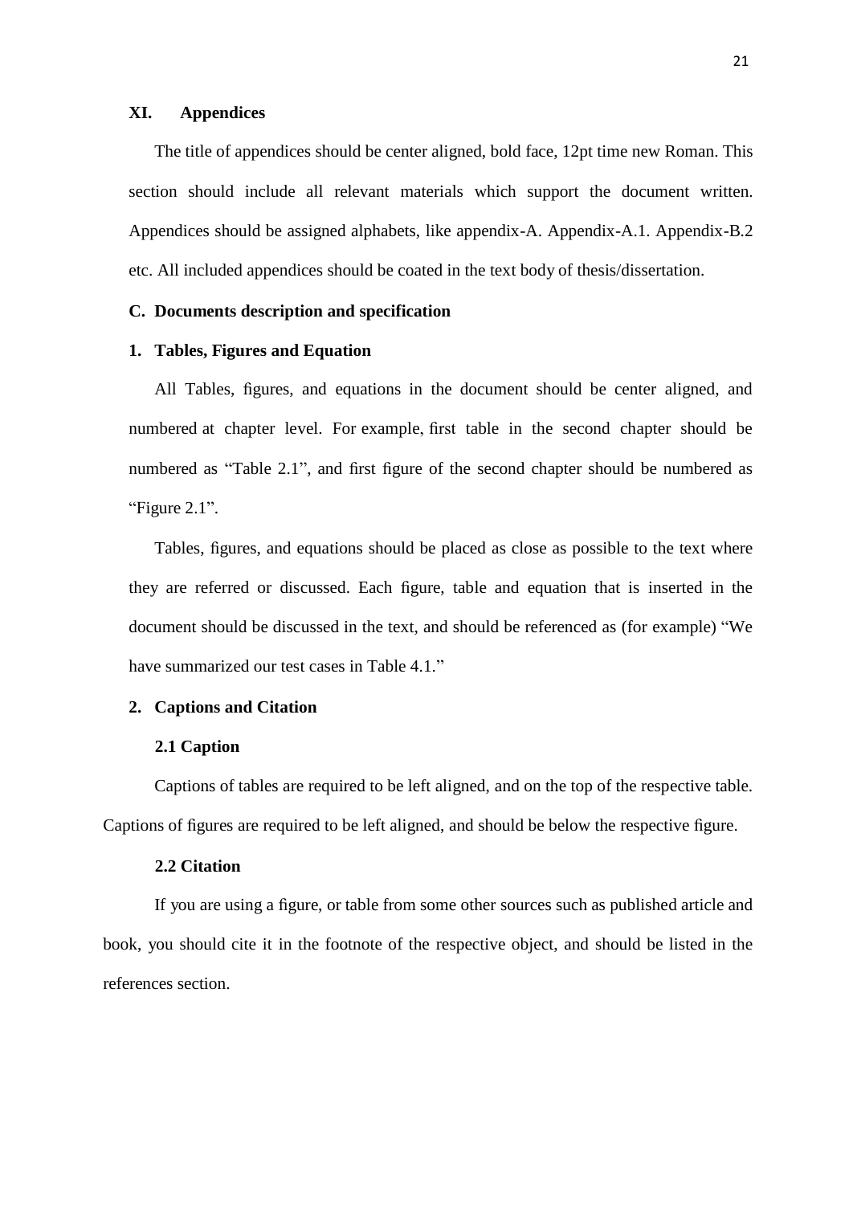## XI. Appendices

The title of appendices should be center aligned, bold face, 12pt time new Roman. This section should include all relevant materials which support the document written. Appendices should be assigned alphabets, like appendix-A. Appendix-A.1. Appendix-B.2 etc. All included appendices should be coated in the text body of thesis/dissertation.

## C. Documents description and specification

### 1. Tables, Figures and Equation

All Tables, figures, and equations in the document should be center aligned, and numbered at chapter level. For example, first table in the second chapter should be numbered as "Table 2.1", and first figure of the second chapter should be numbered as "Figure 2.1".

Tables, figures, and equations should be placed as close as possible to the text where they are referred or discussed. Each figure, table and equation that is inserted in the document should be discussed in the text, and should be referenced as (for example) "We have summarized our test cases in Table 4.1."

### 2. Captions and Citation

#### 2.1 Caption

Captions of tables are required to be left aligned, and on the top of the respective table. Captions of figures are required to be left aligned, and should be below the respective figure.

#### 2.2 Citation

If you are using a figure, or table from some other sources such as published article and book, you should cite it in the footnote of the respective object, and should be listed in the references section.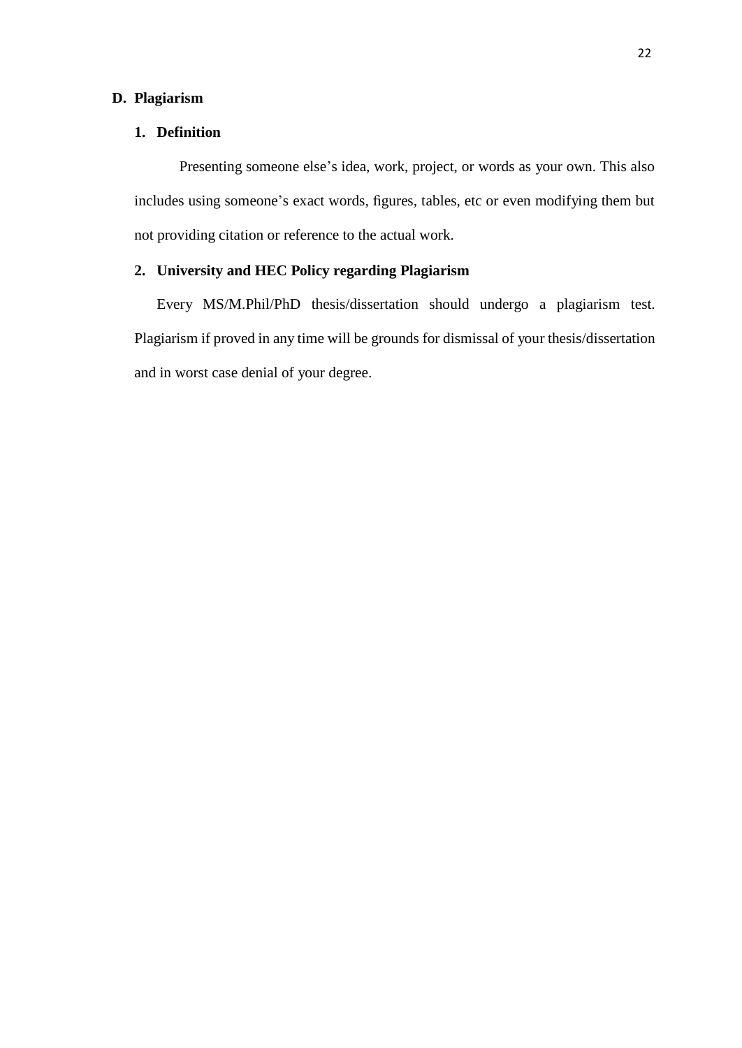## D. Plagiarism

### 1. Definition

Presenting someone else's idea, work, project, or words as your own. This also includes using someone's exact words, figures, tables, etc or even modifying them but not providing citation or reference to the actual work.

### 2. University and HEC Policy regarding Plagiarism

Every MS/M.Phil/PhD thesis/dissertation should undergo a plagiarism test. Plagiarism if proved in any time will be grounds for dismissal of your thesis/dissertation and in worst case denial of your degree.